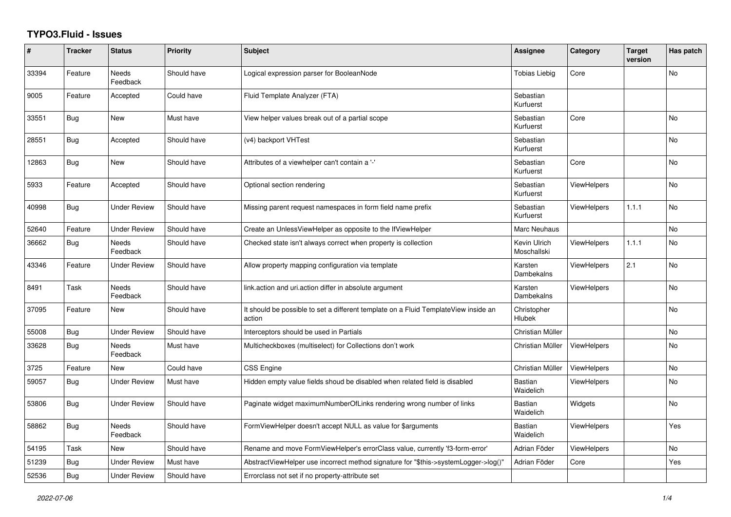# TYPO3.Fluid - Issues

| # | Tracker | Status | Priority | Subject | Assignee | Category | Target version | Has patch |
|---|---|---|---|---|---|---|---|---|
| 33394 | Feature | Needs Feedback | Should have | Logical expression parser for BooleanNode | Tobias Liebig | Core | | No |
| 9005 | Feature | Accepted | Could have | Fluid Template Analyzer (FTA) | Sebastian Kurfuerst | | | |
| 33551 | Bug | New | Must have | View helper values break out of a partial scope | Sebastian Kurfuerst | Core | | No |
| 28551 | Bug | Accepted | Should have | (v4) backport VHTest | Sebastian Kurfuerst | | | No |
| 12863 | Bug | New | Should have | Attributes of a viewhelper can't contain a '-' | Sebastian Kurfuerst | Core | | No |
| 5933 | Feature | Accepted | Should have | Optional section rendering | Sebastian Kurfuerst | ViewHelpers | | No |
| 40998 | Bug | Under Review | Should have | Missing parent request namespaces in form field name prefix | Sebastian Kurfuerst | ViewHelpers | 1.1.1 | No |
| 52640 | Feature | Under Review | Should have | Create an UnlessViewHelper as opposite to the IfViewHelper | Marc Neuhaus | | | No |
| 36662 | Bug | Needs Feedback | Should have | Checked state isn't always correct when property is collection | Kevin Ulrich Moschallski | ViewHelpers | 1.1.1 | No |
| 43346 | Feature | Under Review | Should have | Allow property mapping configuration via template | Karsten Dambekalns | ViewHelpers | 2.1 | No |
| 8491 | Task | Needs Feedback | Should have | link.action and uri.action differ in absolute argument | Karsten Dambekalns | ViewHelpers | | No |
| 37095 | Feature | New | Should have | It should be possible to set a different template on a Fluid TemplateView inside an action | Christopher Hlubek | | | No |
| 55008 | Bug | Under Review | Should have | Interceptors should be used in Partials | Christian Müller | | | No |
| 33628 | Bug | Needs Feedback | Must have | Multicheckboxes (multiselect) for Collections don't work | Christian Müller | ViewHelpers | | No |
| 3725 | Feature | New | Could have | CSS Engine | Christian Müller | ViewHelpers | | No |
| 59057 | Bug | Under Review | Must have | Hidden empty value fields shoud be disabled when related field is disabled | Bastian Waidelich | ViewHelpers | | No |
| 53806 | Bug | Under Review | Should have | Paginate widget maximumNumberOfLinks rendering wrong number of links | Bastian Waidelich | Widgets | | No |
| 58862 | Bug | Needs Feedback | Should have | FormViewHelper doesn't accept NULL as value for $arguments | Bastian Waidelich | ViewHelpers | | Yes |
| 54195 | Task | New | Should have | Rename and move FormViewHelper's errorClass value, currently 'f3-form-error' | Adrian Föder | ViewHelpers | | No |
| 51239 | Bug | Under Review | Must have | AbstractViewHelper use incorrect method signature for "$this->systemLogger->log()" | Adrian Föder | Core | | Yes |
| 52536 | Bug | Under Review | Should have | Errorclass not set if no property-attribute set | | | | |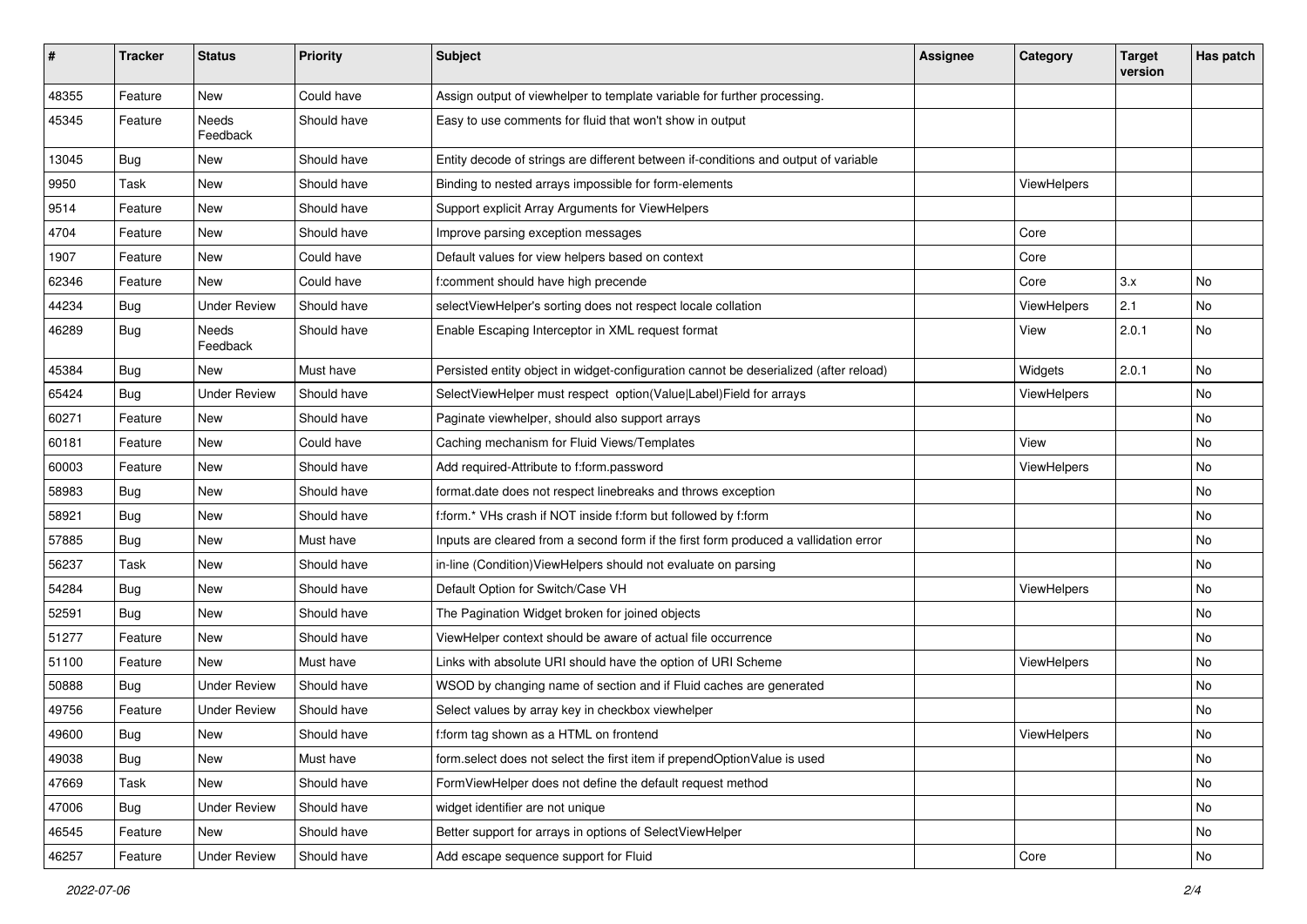| # | Tracker | Status | Priority | Subject | Assignee | Category | Target version | Has patch |
|---|---|---|---|---|---|---|---|---|
| 48355 | Feature | New | Could have | Assign output of viewhelper to template variable for further processing. | | | | |
| 45345 | Feature | Needs Feedback | Should have | Easy to use comments for fluid that won't show in output | | | | |
| 13045 | Bug | New | Should have | Entity decode of strings are different between if-conditions and output of variable | | | | |
| 9950 | Task | New | Should have | Binding to nested arrays impossible for form-elements | | ViewHelpers | | |
| 9514 | Feature | New | Should have | Support explicit Array Arguments for ViewHelpers | | | | |
| 4704 | Feature | New | Should have | Improve parsing exception messages | | Core | | |
| 1907 | Feature | New | Could have | Default values for view helpers based on context | | Core | | |
| 62346 | Feature | New | Could have | f:comment should have high precende | | Core | 3.x | No |
| 44234 | Bug | Under Review | Should have | selectViewHelper's sorting does not respect locale collation | | ViewHelpers | 2.1 | No |
| 46289 | Bug | Needs Feedback | Should have | Enable Escaping Interceptor in XML request format | | View | 2.0.1 | No |
| 45384 | Bug | New | Must have | Persisted entity object in widget-configuration cannot be deserialized (after reload) | | Widgets | 2.0.1 | No |
| 65424 | Bug | Under Review | Should have | SelectViewHelper must respect option(Value\|Label)Field for arrays | | ViewHelpers | | No |
| 60271 | Feature | New | Should have | Paginate viewhelper, should also support arrays | | | | No |
| 60181 | Feature | New | Could have | Caching mechanism for Fluid Views/Templates | | View | | No |
| 60003 | Feature | New | Should have | Add required-Attribute to f:form.password | | ViewHelpers | | No |
| 58983 | Bug | New | Should have | format.date does not respect linebreaks and throws exception | | | | No |
| 58921 | Bug | New | Should have | f:form.* VHs crash if NOT inside f:form but followed by f:form | | | | No |
| 57885 | Bug | New | Must have | Inputs are cleared from a second form if the first form produced a vallidation error | | | | No |
| 56237 | Task | New | Should have | in-line (Condition)ViewHelpers should not evaluate on parsing | | | | No |
| 54284 | Bug | New | Should have | Default Option for Switch/Case VH | | ViewHelpers | | No |
| 52591 | Bug | New | Should have | The Pagination Widget broken for joined objects | | | | No |
| 51277 | Feature | New | Should have | ViewHelper context should be aware of actual file occurrence | | | | No |
| 51100 | Feature | New | Must have | Links with absolute URI should have the option of URI Scheme | | ViewHelpers | | No |
| 50888 | Bug | Under Review | Should have | WSOD by changing name of section and if Fluid caches are generated | | | | No |
| 49756 | Feature | Under Review | Should have | Select values by array key in checkbox viewhelper | | | | No |
| 49600 | Bug | New | Should have | f:form tag shown as a HTML on frontend | | ViewHelpers | | No |
| 49038 | Bug | New | Must have | form.select does not select the first item if prependOptionValue is used | | | | No |
| 47669 | Task | New | Should have | FormViewHelper does not define the default request method | | | | No |
| 47006 | Bug | Under Review | Should have | widget identifier are not unique | | | | No |
| 46545 | Feature | New | Should have | Better support for arrays in options of SelectViewHelper | | | | No |
| 46257 | Feature | Under Review | Should have | Add escape sequence support for Fluid | | Core | | No |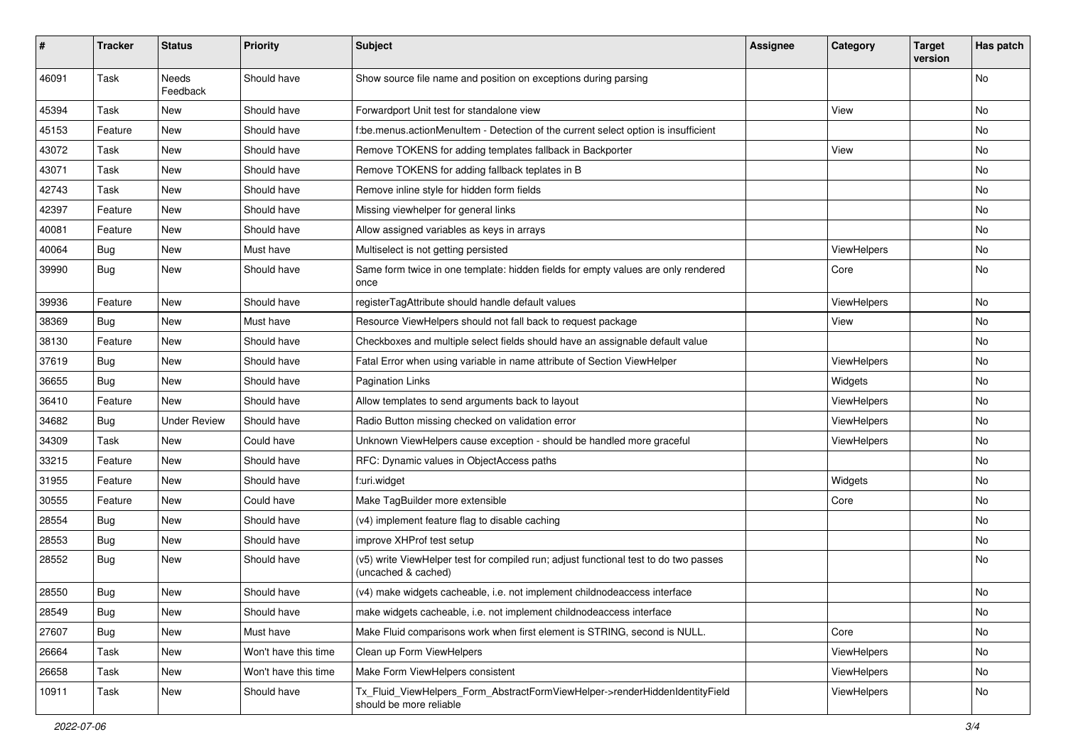| # | Tracker | Status | Priority | Subject | Assignee | Category | Target version | Has patch |
|---|---|---|---|---|---|---|---|---|
| 46091 | Task | Needs Feedback | Should have | Show source file name and position on exceptions during parsing | | | | No |
| 45394 | Task | New | Should have | Forwardport Unit test for standalone view | | View | | No |
| 45153 | Feature | New | Should have | f:be.menus.actionMenuItem - Detection of the current select option is insufficient | | | | No |
| 43072 | Task | New | Should have | Remove TOKENS for adding templates fallback in Backporter | | View | | No |
| 43071 | Task | New | Should have | Remove TOKENS for adding fallback teplates in B | | | | No |
| 42743 | Task | New | Should have | Remove inline style for hidden form fields | | | | No |
| 42397 | Feature | New | Should have | Missing viewhelper for general links | | | | No |
| 40081 | Feature | New | Should have | Allow assigned variables as keys in arrays | | | | No |
| 40064 | Bug | New | Must have | Multiselect is not getting persisted | | ViewHelpers | | No |
| 39990 | Bug | New | Should have | Same form twice in one template: hidden fields for empty values are only rendered once | | Core | | No |
| 39936 | Feature | New | Should have | registerTagAttribute should handle default values | | ViewHelpers | | No |
| 38369 | Bug | New | Must have | Resource ViewHelpers should not fall back to request package | | View | | No |
| 38130 | Feature | New | Should have | Checkboxes and multiple select fields should have an assignable default value | | | | No |
| 37619 | Bug | New | Should have | Fatal Error when using variable in name attribute of Section ViewHelper | | ViewHelpers | | No |
| 36655 | Bug | New | Should have | Pagination Links | | Widgets | | No |
| 36410 | Feature | New | Should have | Allow templates to send arguments back to layout | | ViewHelpers | | No |
| 34682 | Bug | Under Review | Should have | Radio Button missing checked on validation error | | ViewHelpers | | No |
| 34309 | Task | New | Could have | Unknown ViewHelpers cause exception - should be handled more graceful | | ViewHelpers | | No |
| 33215 | Feature | New | Should have | RFC: Dynamic values in ObjectAccess paths | | | | No |
| 31955 | Feature | New | Should have | f:uri.widget | | Widgets | | No |
| 30555 | Feature | New | Could have | Make TagBuilder more extensible | | Core | | No |
| 28554 | Bug | New | Should have | (v4) implement feature flag to disable caching | | | | No |
| 28553 | Bug | New | Should have | improve XHProf test setup | | | | No |
| 28552 | Bug | New | Should have | (v5) write ViewHelper test for compiled run; adjust functional test to do two passes (uncached & cached) | | | | No |
| 28550 | Bug | New | Should have | (v4) make widgets cacheable, i.e. not implement childnodeaccess interface | | | | No |
| 28549 | Bug | New | Should have | make widgets cacheable, i.e. not implement childnodeaccess interface | | | | No |
| 27607 | Bug | New | Must have | Make Fluid comparisons work when first element is STRING, second is NULL. | | Core | | No |
| 26664 | Task | New | Won't have this time | Clean up Form ViewHelpers | | ViewHelpers | | No |
| 26658 | Task | New | Won't have this time | Make Form ViewHelpers consistent | | ViewHelpers | | No |
| 10911 | Task | New | Should have | Tx_Fluid_ViewHelpers_Form_AbstractFormViewHelper->renderHiddenIdentityField should be more reliable | | ViewHelpers | | No |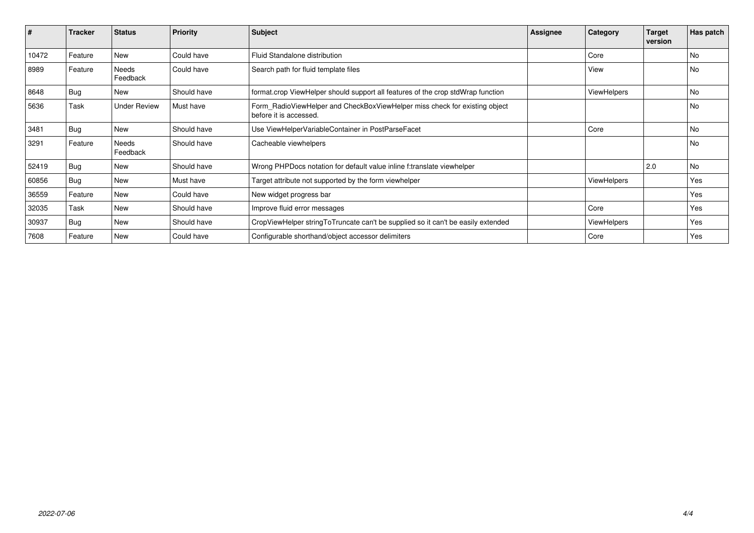| # | Tracker | Status | Priority | Subject | Assignee | Category | Target version | Has patch |
|---|---|---|---|---|---|---|---|---|
| 10472 | Feature | New | Could have | Fluid Standalone distribution | | Core | | No |
| 8989 | Feature | Needs Feedback | Could have | Search path for fluid template files | | View | | No |
| 8648 | Bug | New | Should have | format.crop ViewHelper should support all features of the crop stdWrap function | | ViewHelpers | | No |
| 5636 | Task | Under Review | Must have | Form_RadioViewHelper and CheckBoxViewHelper miss check for existing object before it is accessed. | | | | No |
| 3481 | Bug | New | Should have | Use ViewHelperVariableContainer in PostParseFacet | | Core | | No |
| 3291 | Feature | Needs Feedback | Should have | Cacheable viewhelpers | | | | No |
| 52419 | Bug | New | Should have | Wrong PHPDocs notation for default value inline f:translate viewhelper | | | 2.0 | No |
| 60856 | Bug | New | Must have | Target attribute not supported by the form viewhelper | | ViewHelpers | | Yes |
| 36559 | Feature | New | Could have | New widget progress bar | | | | Yes |
| 32035 | Task | New | Should have | Improve fluid error messages | | Core | | Yes |
| 30937 | Bug | New | Should have | CropViewHelper stringToTruncate can't be supplied so it can't be easily extended | | ViewHelpers | | Yes |
| 7608 | Feature | New | Could have | Configurable shorthand/object accessor delimiters | | Core | | Yes |

*2022-07-06*